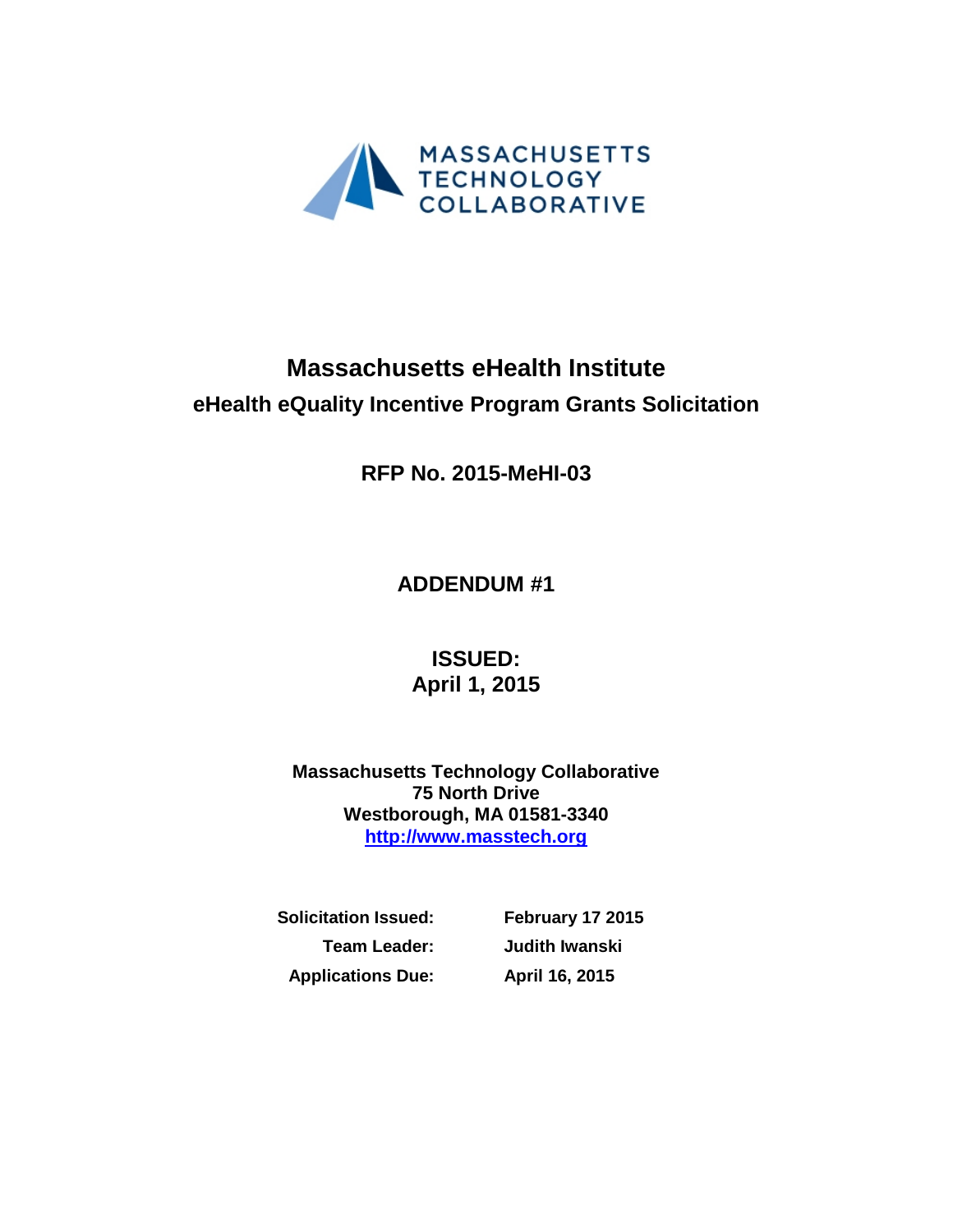MASSACHUSETTS TECHNOLOGY COLLABORATIVE

# Massachusetts eHealth Institute

## eHealth eQuality Incentive Program Grants Solicitation

**RFP No. 2015-MeHI-03**

**ADDENDUM #1**

**ISSUED:**
**April 1, 2015**

**Massachusetts Technology Collaborative**
**75 North Drive**
**Westborough, MA 01581-3340**
**http://www.masstech.org**

| | |
|---|---|
| **Solicitation Issued:** | **February 17 2015** |
| **Team Leader:** | **Judith Iwanski** |
| **Applications Due:** | **April 16, 2015** |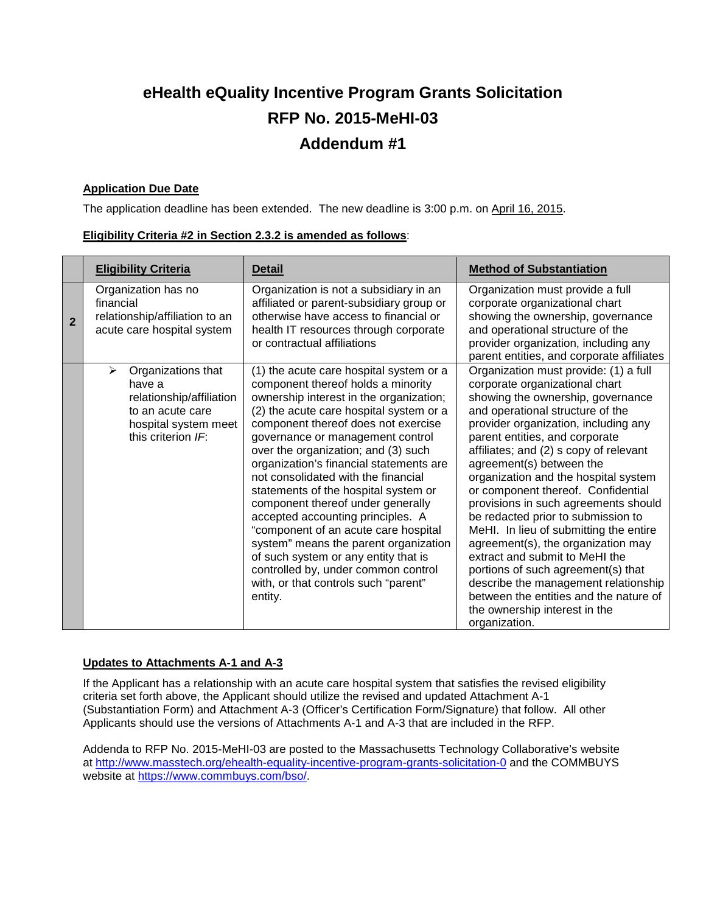# eHealth eQuality Incentive Program Grants Solicitation
# RFP No. 2015-MeHI-03
# Addendum #1

**Application Due Date**

The application deadline has been extended. The new deadline is 3:00 p.m. on April 16, 2015.

**Eligibility Criteria #2 in Section 2.3.2 is amended as follows**:

| | Eligibility Criteria | Detail | Method of Substantiation |
|---|---|---|---|
| **2** | Organization has no financial relationship/affiliation to an acute care hospital system | Organization is not a subsidiary in an affiliated or parent-subsidiary group or otherwise have access to financial or health IT resources through corporate or contractual affiliations | Organization must provide a full corporate organizational chart showing the ownership, governance and operational structure of the provider organization, including any parent entities, and corporate affiliates |
| | ➢ Organizations that have a relationship/affiliation to an acute care hospital system meet this criterion *IF*: | (1) the acute care hospital system or a component thereof holds a minority ownership interest in the organization; (2) the acute care hospital system or a component thereof does not exercise governance or management control over the organization; and (3) such organization's financial statements are not consolidated with the financial statements of the hospital system or component thereof under generally accepted accounting principles. A "component of an acute care hospital system" means the parent organization of such system or any entity that is controlled by, under common control with, or that controls such "parent" entity. | Organization must provide: (1) a full corporate organizational chart showing the ownership, governance and operational structure of the provider organization, including any parent entities, and corporate affiliates; and (2) s copy of relevant agreement(s) between the organization and the hospital system or component thereof. Confidential provisions in such agreements should be redacted prior to submission to MeHI. In lieu of submitting the entire agreement(s), the organization may extract and submit to MeHI the portions of such agreement(s) that describe the management relationship between the entities and the nature of the ownership interest in the organization. |

**Updates to Attachments A-1 and A-3**

If the Applicant has a relationship with an acute care hospital system that satisfies the revised eligibility criteria set forth above, the Applicant should utilize the revised and updated Attachment A-1 (Substantiation Form) and Attachment A-3 (Officer's Certification Form/Signature) that follow. All other Applicants should use the versions of Attachments A-1 and A-3 that are included in the RFP.

Addenda to RFP No. 2015-MeHI-03 are posted to the Massachusetts Technology Collaborative's website at http://www.masstech.org/ehealth-equality-incentive-program-grants-solicitation-0 and the COMMBUYS website at https://www.commbuys.com/bso/.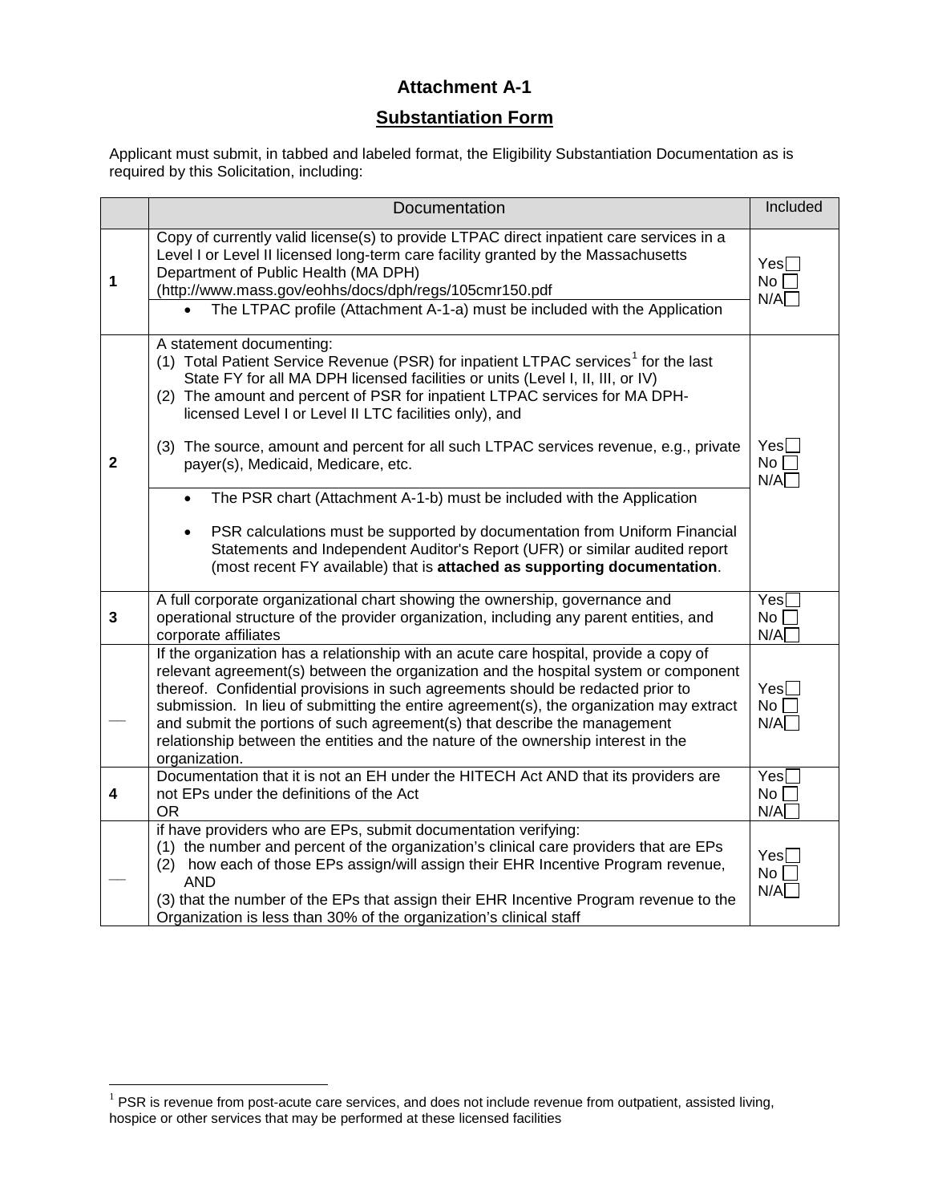# Attachment A-1

## Substantiation Form

Applicant must submit, in tabbed and labeled format, the Eligibility Substantiation Documentation as is required by this Solicitation, including:

| | Documentation | Included |
|---|---|---|
| 1 | Copy of currently valid license(s) to provide LTPAC direct inpatient care services in a Level I or Level II licensed long-term care facility granted by the Massachusetts Department of Public Health (MA DPH) (http://www.mass.gov/eohhs/docs/dph/regs/105cmr150.pdf<br>• The LTPAC profile (Attachment A-1-a) must be included with the Application | Yes☐ No ☐ N/A☐ |
| 2 | A statement documenting:<br>(1) Total Patient Service Revenue (PSR) for inpatient LTPAC services[1] for the last State FY for all MA DPH licensed facilities or units (Level I, II, III, or IV)<br>(2) The amount and percent of PSR for inpatient LTPAC services for MA DPH-licensed Level I or Level II LTC facilities only), and<br>(3) The source, amount and percent for all such LTPAC services revenue, e.g., private payer(s), Medicaid, Medicare, etc.<br>• The PSR chart (Attachment A-1-b) must be included with the Application<br>• PSR calculations must be supported by documentation from Uniform Financial Statements and Independent Auditor's Report (UFR) or similar audited report (most recent FY available) that is **attached as supporting documentation**. | Yes☐ No ☐ N/A☐ |
| 3 | A full corporate organizational chart showing the ownership, governance and operational structure of the provider organization, including any parent entities, and corporate affiliates | Yes☐ No ☐ N/A☐ |
| — | If the organization has a relationship with an acute care hospital, provide a copy of relevant agreement(s) between the organization and the hospital system or component thereof. Confidential provisions in such agreements should be redacted prior to submission. In lieu of submitting the entire agreement(s), the organization may extract and submit the portions of such agreement(s) that describe the management relationship between the entities and the nature of the ownership interest in the organization. | Yes☐ No ☐ N/A☐ |
| 4 | Documentation that it is not an EH under the HITECH Act AND that its providers are not EPs under the definitions of the Act<br>OR | Yes☐ No ☐ N/A☐ |
| — | if have providers who are EPs, submit documentation verifying:<br>(1) the number and percent of the organization's clinical care providers that are EPs<br>(2) how each of those EPs assign/will assign their EHR Incentive Program revenue, AND<br>(3) that the number of the EPs that assign their EHR Incentive Program revenue to the Organization is less than 30% of the organization's clinical staff | Yes☐ No ☐ N/A☐ |

[1] PSR is revenue from post-acute care services, and does not include revenue from outpatient, assisted living, hospice or other services that may be performed at these licensed facilities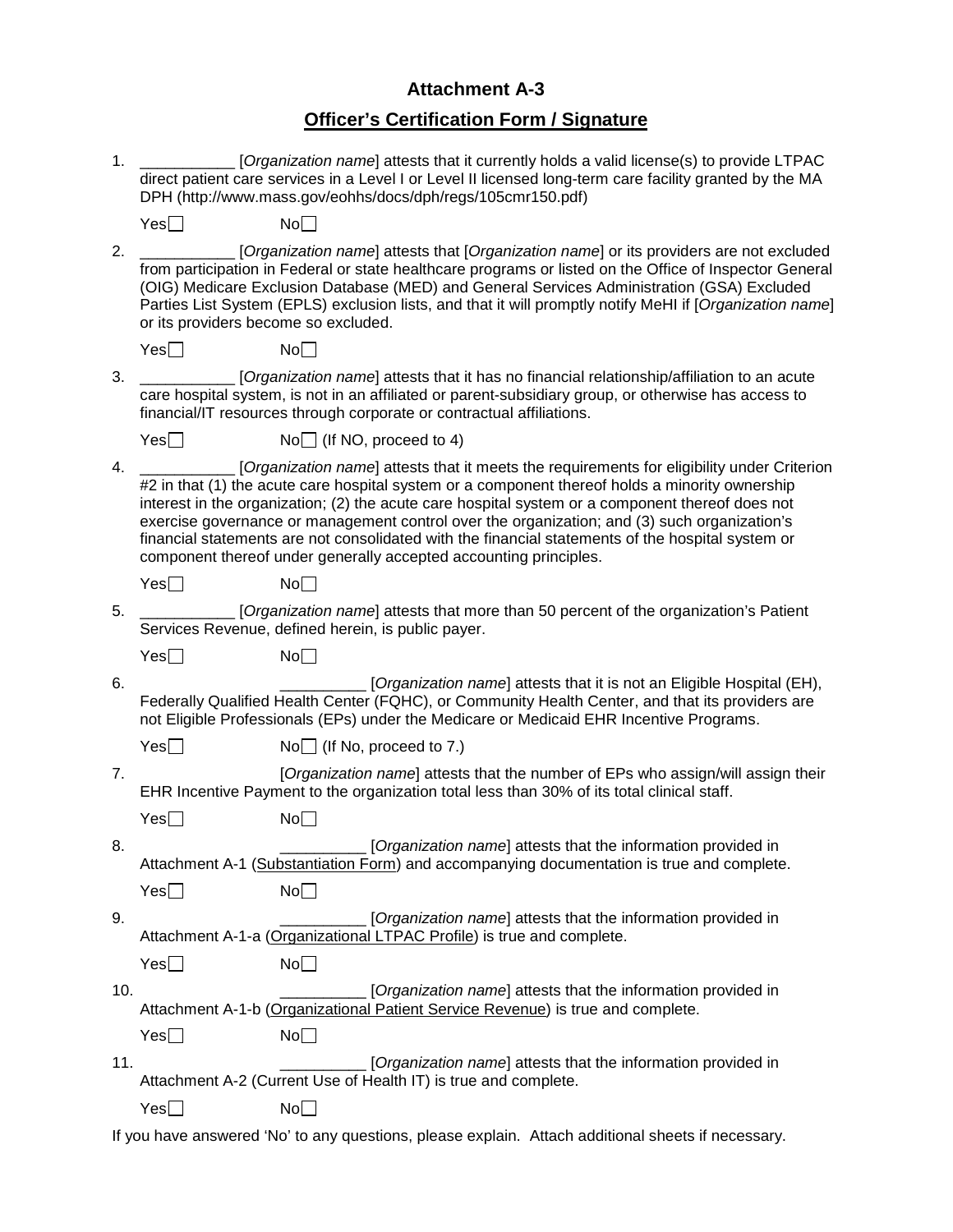## Attachment A-3

## <u>Officer's Certification Form / Signature</u>

1. ___________ [*Organization name*] attests that it currently holds a valid license(s) to provide LTPAC direct patient care services in a Level I or Level II licensed long-term care facility granted by the MA DPH (http://www.mass.gov/eohhs/docs/dph/regs/105cmr150.pdf)

   Yes☐ No☐

2. ___________ [*Organization name*] attests that [*Organization name*] or its providers are not excluded from participation in Federal or state healthcare programs or listed on the Office of Inspector General (OIG) Medicare Exclusion Database (MED) and General Services Administration (GSA) Excluded Parties List System (EPLS) exclusion lists, and that it will promptly notify MeHI if [*Organization name*] or its providers become so excluded.

   Yes☐ No☐

3. ___________ [*Organization name*] attests that it has no financial relationship/affiliation to an acute care hospital system, is not in an affiliated or parent-subsidiary group, or otherwise has access to financial/IT resources through corporate or contractual affiliations.

   Yes☐ No☐ (If NO, proceed to 4)

4. ___________ [*Organization name*] attests that it meets the requirements for eligibility under Criterion #2 in that (1) the acute care hospital system or a component thereof holds a minority ownership interest in the organization; (2) the acute care hospital system or a component thereof does not exercise governance or management control over the organization; and (3) such organization's financial statements are not consolidated with the financial statements of the hospital system or component thereof under generally accepted accounting principles.

   Yes☐ No☐

5. ___________ [*Organization name*] attests that more than 50 percent of the organization's Patient Services Revenue, defined herein, is public payer.

   Yes☐ No☐

6. __________ [*Organization name*] attests that it is not an Eligible Hospital (EH), Federally Qualified Health Center (FQHC), or Community Health Center, and that its providers are not Eligible Professionals (EPs) under the Medicare or Medicaid EHR Incentive Programs.

   Yes☐ No☐ (If No, proceed to 7.)

7. [*Organization name*] attests that the number of EPs who assign/will assign their EHR Incentive Payment to the organization total less than 30% of its total clinical staff.

   Yes☐ No☐

8. __________ [*Organization name*] attests that the information provided in Attachment A-1 (<u>Substantiation Form</u>) and accompanying documentation is true and complete.

   Yes☐ No☐

9. __________ [*Organization name*] attests that the information provided in Attachment A-1-a (<u>Organizational LTPAC Profile</u>) is true and complete.

   Yes☐ No☐

10. __________ [*Organization name*] attests that the information provided in Attachment A-1-b (<u>Organizational Patient Service Revenue</u>) is true and complete.

    Yes☐ No☐

11. __________ [*Organization name*] attests that the information provided in Attachment A-2 (Current Use of Health IT) is true and complete.

    Yes☐ No☐

If you have answered 'No' to any questions, please explain. Attach additional sheets if necessary.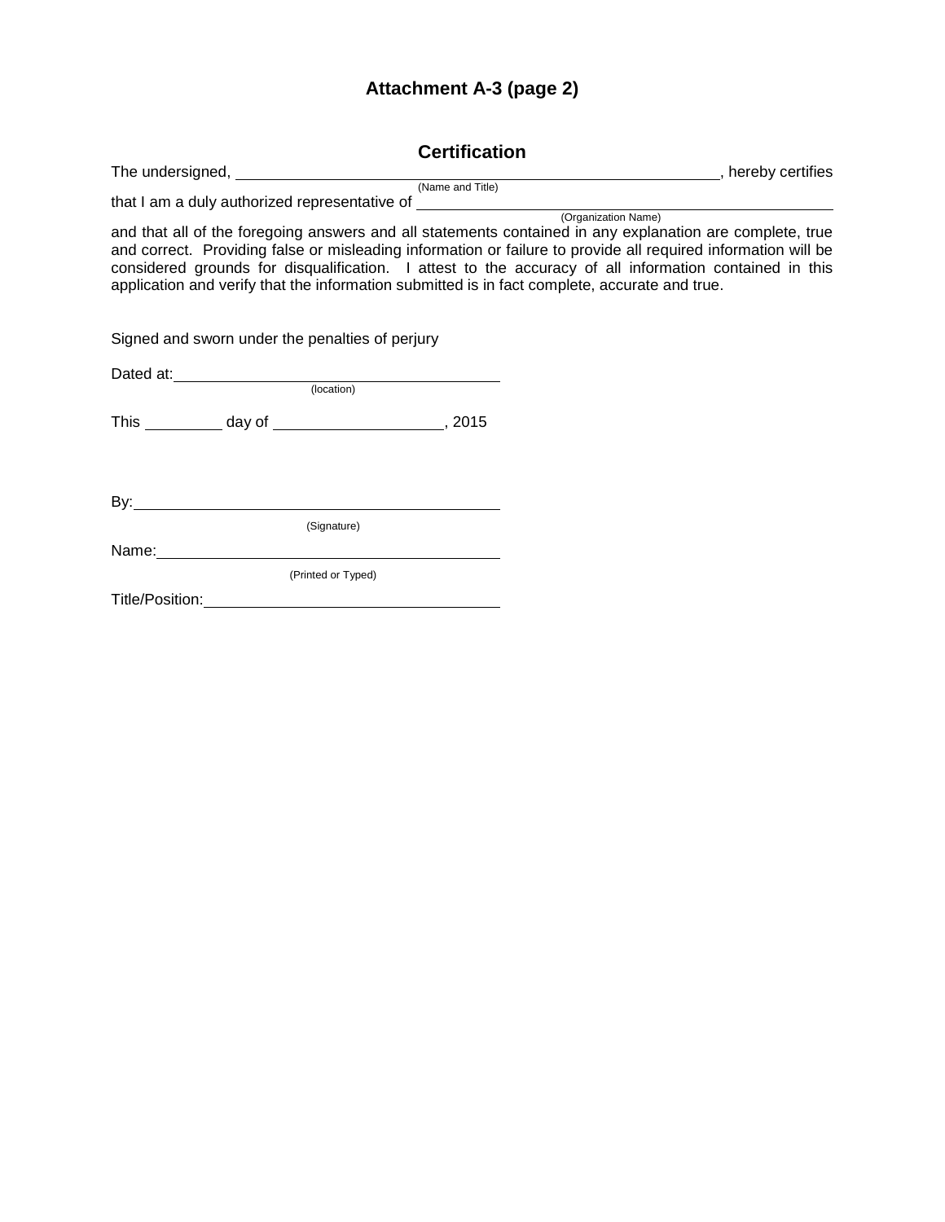## Attachment A-3 (page 2)

### Certification

The undersigned, \_\_\_\_\_\_\_\_\_\_\_\_\_\_\_\_\_\_\_\_\_\_\_\_\_\_\_\_\_\_\_\_\_\_\_\_\_\_\_\_\_\_\_\_\_\_\_\_, hereby certifies
(Name and Title)

that I am a duly authorized representative of \_\_\_\_\_\_\_\_\_\_\_\_\_\_\_\_\_\_\_\_\_\_\_\_\_\_\_\_\_\_\_\_\_\_\_\_\_\_\_\_
(Organization Name)

and that all of the foregoing answers and all statements contained in any explanation are complete, true and correct. Providing false or misleading information or failure to provide all required information will be considered grounds for disqualification. I attest to the accuracy of all information contained in this application and verify that the information submitted is in fact complete, accurate and true.

Signed and sworn under the penalties of perjury

Dated at: \_\_\_\_\_\_\_\_\_\_\_\_\_\_\_\_\_\_\_\_\_\_\_\_\_\_\_\_\_\_\_\_\_\_\_\_
(location)

This \_\_\_\_\_\_\_\_ day of \_\_\_\_\_\_\_\_\_\_\_\_\_\_\_\_\_\_\_, 2015

By: \_\_\_\_\_\_\_\_\_\_\_\_\_\_\_\_\_\_\_\_\_\_\_\_\_\_\_\_\_\_\_\_\_\_\_\_\_\_\_\_
(Signature)

Name: \_\_\_\_\_\_\_\_\_\_\_\_\_\_\_\_\_\_\_\_\_\_\_\_\_\_\_\_\_\_\_\_\_\_\_\_\_\_
(Printed or Typed)

Title/Position: \_\_\_\_\_\_\_\_\_\_\_\_\_\_\_\_\_\_\_\_\_\_\_\_\_\_\_\_\_\_\_\_\_